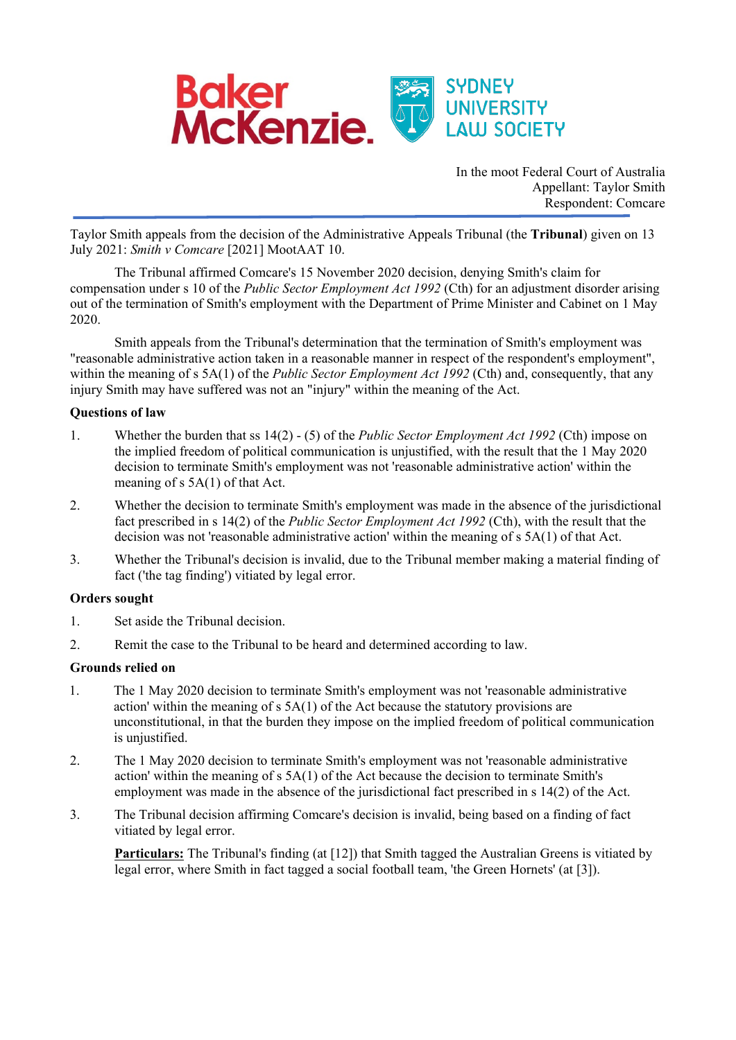In the moot Federal Court of Australia
Appellant: Taylor Smith
Respondent: Comcare

---

Taylor Smith appeals from the decision of the Administrative Appeals Tribunal (the **Tribunal**) given on 13 July 2021: *Smith v Comcare* [2021] MootAAT 10.

The Tribunal affirmed Comcare's 15 November 2020 decision, denying Smith's claim for compensation under s 10 of the *Public Sector Employment Act 1992* (Cth) for an adjustment disorder arising out of the termination of Smith's employment with the Department of Prime Minister and Cabinet on 1 May 2020.

Smith appeals from the Tribunal's determination that the termination of Smith's employment was "reasonable administrative action taken in a reasonable manner in respect of the respondent's employment", within the meaning of s 5A(1) of the *Public Sector Employment Act 1992* (Cth) and, consequently, that any injury Smith may have suffered was not an "injury" within the meaning of the Act.

**Questions of law**

1. Whether the burden that ss 14(2) - (5) of the *Public Sector Employment Act 1992* (Cth) impose on the implied freedom of political communication is unjustified, with the result that the 1 May 2020 decision to terminate Smith's employment was not 'reasonable administrative action' within the meaning of s 5A(1) of that Act.
2. Whether the decision to terminate Smith's employment was made in the absence of the jurisdictional fact prescribed in s 14(2) of the *Public Sector Employment Act 1992* (Cth), with the result that the decision was not 'reasonable administrative action' within the meaning of s 5A(1) of that Act.
3. Whether the Tribunal's decision is invalid, due to the Tribunal member making a material finding of fact ('the tag finding') vitiated by legal error.

**Orders sought**

1. Set aside the Tribunal decision.
2. Remit the case to the Tribunal to be heard and determined according to law.

**Grounds relied on**

1. The 1 May 2020 decision to terminate Smith's employment was not 'reasonable administrative action' within the meaning of s 5A(1) of the Act because the statutory provisions are unconstitutional, in that the burden they impose on the implied freedom of political communication is unjustified.
2. The 1 May 2020 decision to terminate Smith's employment was not 'reasonable administrative action' within the meaning of s 5A(1) of the Act because the decision to terminate Smith's employment was made in the absence of the jurisdictional fact prescribed in s 14(2) of the Act.
3. The Tribunal decision affirming Comcare's decision is invalid, being based on a finding of fact vitiated by legal error.

   **Particulars:** The Tribunal's finding (at [12]) that Smith tagged the Australian Greens is vitiated by legal error, where Smith in fact tagged a social football team, 'the Green Hornets' (at [3]).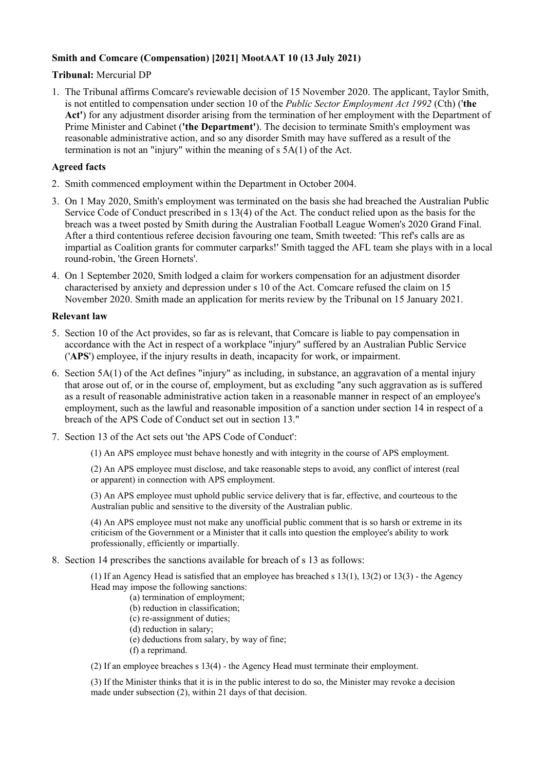**Smith and Comcare (Compensation) [2021] MootAAT 10 (13 July 2021)**

**Tribunal:** Mercurial DP

1. The Tribunal affirms Comcare's reviewable decision of 15 November 2020. The applicant, Taylor Smith, is not entitled to compensation under section 10 of the *Public Sector Employment Act 1992* (Cth) ('**the Act'**) for any adjustment disorder arising from the termination of her employment with the Department of Prime Minister and Cabinet (**'the Department'**). The decision to terminate Smith's employment was reasonable administrative action, and so any disorder Smith may have suffered as a result of the termination is not an "injury" within the meaning of s 5A(1) of the Act.

**Agreed facts**

2. Smith commenced employment within the Department in October 2004.
3. On 1 May 2020, Smith's employment was terminated on the basis she had breached the Australian Public Service Code of Conduct prescribed in s 13(4) of the Act. The conduct relied upon as the basis for the breach was a tweet posted by Smith during the Australian Football League Women's 2020 Grand Final. After a third contentious referee decision favouring one team, Smith tweeted: 'This ref's calls are as impartial as Coalition grants for commuter carparks!' Smith tagged the AFL team she plays with in a local round-robin, 'the Green Hornets'.
4. On 1 September 2020, Smith lodged a claim for workers compensation for an adjustment disorder characterised by anxiety and depression under s 10 of the Act. Comcare refused the claim on 15 November 2020. Smith made an application for merits review by the Tribunal on 15 January 2021.

**Relevant law**

5. Section 10 of the Act provides, so far as is relevant, that Comcare is liable to pay compensation in accordance with the Act in respect of a workplace "injury" suffered by an Australian Public Service ('**APS**') employee, if the injury results in death, incapacity for work, or impairment.
6. Section 5A(1) of the Act defines "injury" as including, in substance, an aggravation of a mental injury that arose out of, or in the course of, employment, but as excluding "any such aggravation as is suffered as a result of reasonable administrative action taken in a reasonable manner in respect of an employee's employment, such as the lawful and reasonable imposition of a sanction under section 14 in respect of a breach of the APS Code of Conduct set out in section 13."
7. Section 13 of the Act sets out 'the APS Code of Conduct':

   (1) An APS employee must behave honestly and with integrity in the course of APS employment.

   (2) An APS employee must disclose, and take reasonable steps to avoid, any conflict of interest (real or apparent) in connection with APS employment.

   (3) An APS employee must uphold public service delivery that is far, effective, and courteous to the Australian public and sensitive to the diversity of the Australian public.

   (4) An APS employee must not make any unofficial public comment that is so harsh or extreme in its criticism of the Government or a Minister that it calls into question the employee's ability to work professionally, efficiently or impartially.

8. Section 14 prescribes the sanctions available for breach of s 13 as follows:

   (1) If an Agency Head is satisfied that an employee has breached s 13(1), 13(2) or 13(3) - the Agency Head may impose the following sanctions:
   - (a) termination of employment;
   - (b) reduction in classification;
   - (c) re-assignment of duties;
   - (d) reduction in salary;
   - (e) deductions from salary, by way of fine;
   - (f) a reprimand.

   (2) If an employee breaches s 13(4) - the Agency Head must terminate their employment.

   (3) If the Minister thinks that it is in the public interest to do so, the Minister may revoke a decision made under subsection (2), within 21 days of that decision.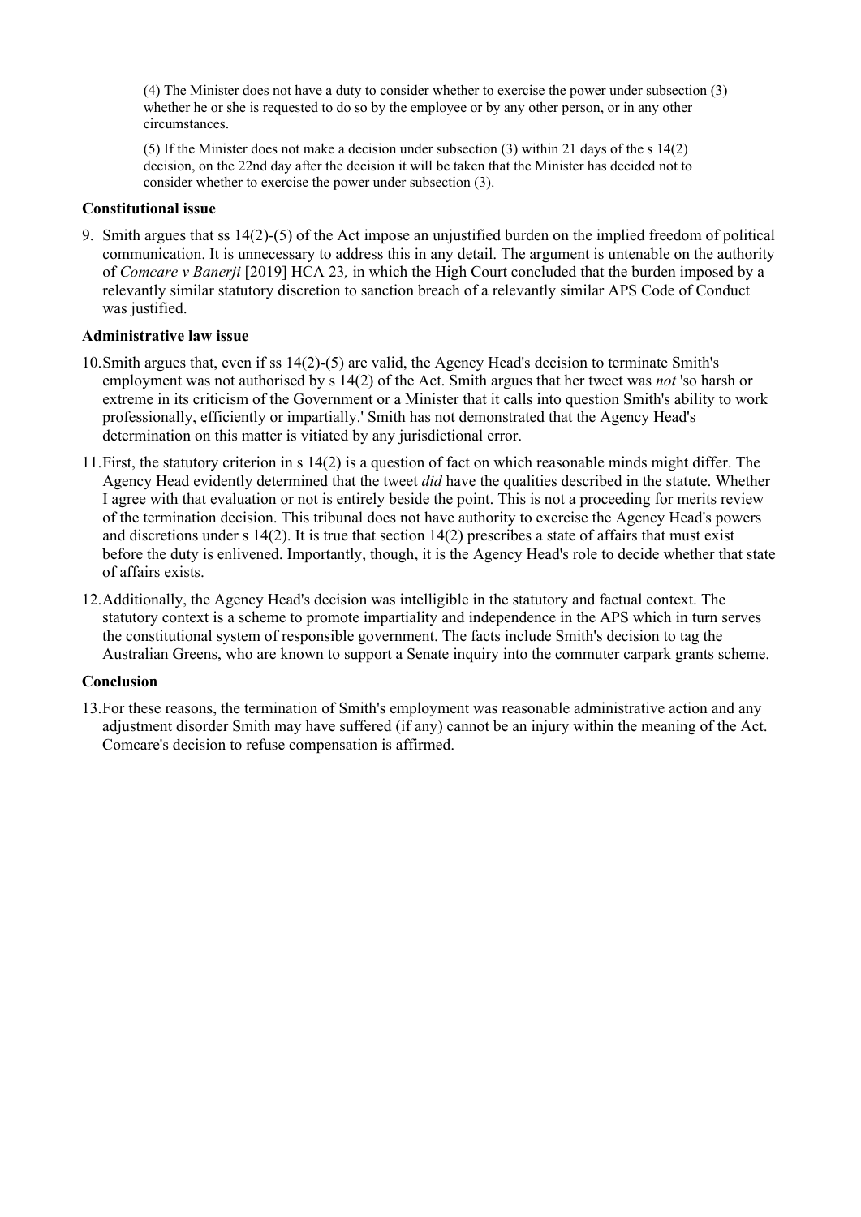(4) The Minister does not have a duty to consider whether to exercise the power under subsection (3) whether he or she is requested to do so by the employee or by any other person, or in any other circumstances.

(5) If the Minister does not make a decision under subsection (3) within 21 days of the s 14(2) decision, on the 22nd day after the decision it will be taken that the Minister has decided not to consider whether to exercise the power under subsection (3).

**Constitutional issue**

9. Smith argues that ss 14(2)-(5) of the Act impose an unjustified burden on the implied freedom of political communication. It is unnecessary to address this in any detail. The argument is untenable on the authority of *Comcare v Banerji* [2019] HCA 23*,* in which the High Court concluded that the burden imposed by a relevantly similar statutory discretion to sanction breach of a relevantly similar APS Code of Conduct was justified.

**Administrative law issue**

10. Smith argues that, even if ss 14(2)-(5) are valid, the Agency Head's decision to terminate Smith's employment was not authorised by s 14(2) of the Act. Smith argues that her tweet was *not* 'so harsh or extreme in its criticism of the Government or a Minister that it calls into question Smith's ability to work professionally, efficiently or impartially.' Smith has not demonstrated that the Agency Head's determination on this matter is vitiated by any jurisdictional error.

11. First, the statutory criterion in s 14(2) is a question of fact on which reasonable minds might differ. The Agency Head evidently determined that the tweet *did* have the qualities described in the statute. Whether I agree with that evaluation or not is entirely beside the point. This is not a proceeding for merits review of the termination decision. This tribunal does not have authority to exercise the Agency Head's powers and discretions under s 14(2). It is true that section 14(2) prescribes a state of affairs that must exist before the duty is enlivened. Importantly, though, it is the Agency Head's role to decide whether that state of affairs exists.

12. Additionally, the Agency Head's decision was intelligible in the statutory and factual context. The statutory context is a scheme to promote impartiality and independence in the APS which in turn serves the constitutional system of responsible government. The facts include Smith's decision to tag the Australian Greens, who are known to support a Senate inquiry into the commuter carpark grants scheme.

**Conclusion**

13. For these reasons, the termination of Smith's employment was reasonable administrative action and any adjustment disorder Smith may have suffered (if any) cannot be an injury within the meaning of the Act. Comcare's decision to refuse compensation is affirmed.